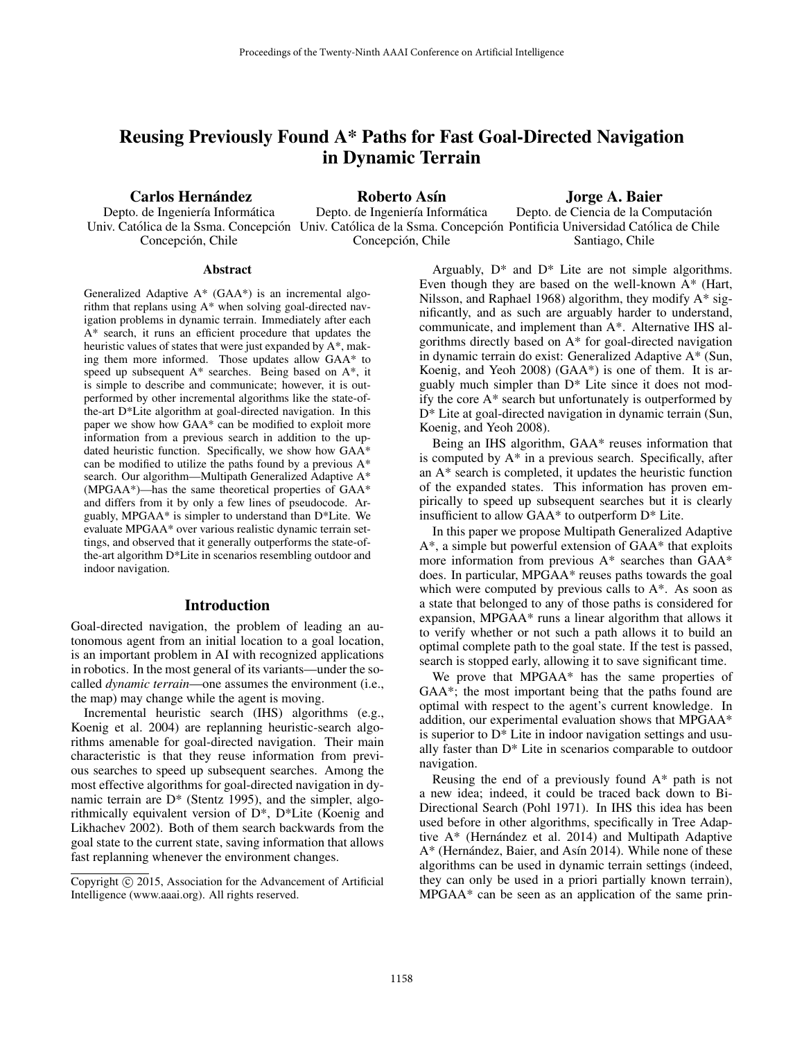#  Reusing Previously Found A* Paths for Fast Goal-Directed Navigation in Dynamic Terrain

**Carlos Hernández**
Depto. de Ingeniería Informática
Univ. Católica de la Ssma. Concepción
Concepción, Chile

**Roberto Asín**
Depto. de Ingeniería Informática
Univ. Católica de la Ssma. Concepción
Concepción, Chile

**Jorge A. Baier**
Depto. de Ciencia de la Computación
Pontificia Universidad Católica de Chile
Santiago, Chile

## Abstract

Generalized Adaptive A* (GAA*) is an incremental algorithm that replans using A* when solving goal-directed navigation problems in dynamic terrain. Immediately after each A* search, it runs an efficient procedure that updates the heuristic values of states that were just expanded by A*, making them more informed. Those updates allow GAA* to speed up subsequent A* searches. Being based on A*, it is simple to describe and communicate; however, it is outperformed by other incremental algorithms like the state-of-the-art D*Lite algorithm at goal-directed navigation. In this paper we show how GAA* can be modified to exploit more information from a previous search in addition to the updated heuristic function. Specifically, we show how GAA* can be modified to utilize the paths found by a previous A* search. Our algorithm—Multipath Generalized Adaptive A* (MPGAA*)—has the same theoretical properties of GAA* and differs from it by only a few lines of pseudocode. Arguably, MPGAA* is simpler to understand than D*Lite. We evaluate MPGAA* over various realistic dynamic terrain settings, and observed that it generally outperforms the state-of-the-art algorithm D*Lite in scenarios resembling outdoor and indoor navigation.

## Introduction

Goal-directed navigation, the problem of leading an autonomous agent from an initial location to a goal location, is an important problem in AI with recognized applications in robotics. In the most general of its variants—under the so-called *dynamic terrain*—one assumes the environment (i.e., the map) may change while the agent is moving.

Incremental heuristic search (IHS) algorithms (e.g., Koenig et al. 2004) are replanning heuristic-search algorithms amenable for goal-directed navigation. Their main characteristic is that they reuse information from previous searches to speed up subsequent searches. Among the most effective algorithms for goal-directed navigation in dynamic terrain are D* (Stentz 1995), and the simpler, algorithmically equivalent version of D*, D*Lite (Koenig and Likhachev 2002). Both of them search backwards from the goal state to the current state, saving information that allows fast replanning whenever the environment changes.

Arguably, D* and D* Lite are not simple algorithms. Even though they are based on the well-known A* (Hart, Nilsson, and Raphael 1968) algorithm, they modify A* significantly, and as such are arguably harder to understand, communicate, and implement than A*. Alternative IHS algorithms directly based on A* for goal-directed navigation in dynamic terrain do exist: Generalized Adaptive A* (Sun, Koenig, and Yeoh 2008) (GAA*) is one of them. It is arguably much simpler than D* Lite since it does not modify the core A* search but unfortunately is outperformed by D* Lite at goal-directed navigation in dynamic terrain (Sun, Koenig, and Yeoh 2008).

Being an IHS algorithm, GAA* reuses information that is computed by A* in a previous search. Specifically, after an A* search is completed, it updates the heuristic function of the expanded states. This information has proven empirically to speed up subsequent searches but it is clearly insufficient to allow GAA* to outperform D* Lite.

In this paper we propose Multipath Generalized Adaptive A*, a simple but powerful extension of GAA* that exploits more information from previous A* searches than GAA* does. In particular, MPGAA* reuses paths towards the goal which were computed by previous calls to A*. As soon as a state that belonged to any of those paths is considered for expansion, MPGAA* runs a linear algorithm that allows it to verify whether or not such a path allows it to build an optimal complete path to the goal state. If the test is passed, search is stopped early, allowing it to save significant time.

We prove that MPGAA* has the same properties of GAA*; the most important being that the paths found are optimal with respect to the agent's current knowledge. In addition, our experimental evaluation shows that MPGAA* is superior to D* Lite in indoor navigation settings and usually faster than D* Lite in scenarios comparable to outdoor navigation.

Reusing the end of a previously found A* path is not a new idea; indeed, it could be traced back down to Bi-Directional Search (Pohl 1971). In IHS this idea has been used before in other algorithms, specifically in Tree Adaptive A* (Hernández et al. 2014) and Multipath Adaptive A* (Hernández, Baier, and Asín 2014). While none of these algorithms can be used in dynamic terrain settings (indeed, they can only be used in a priori partially known terrain), MPGAA* can be seen as an application of the same prin-

Copyright © 2015, Association for the Advancement of Artificial Intelligence (www.aaai.org). All rights reserved.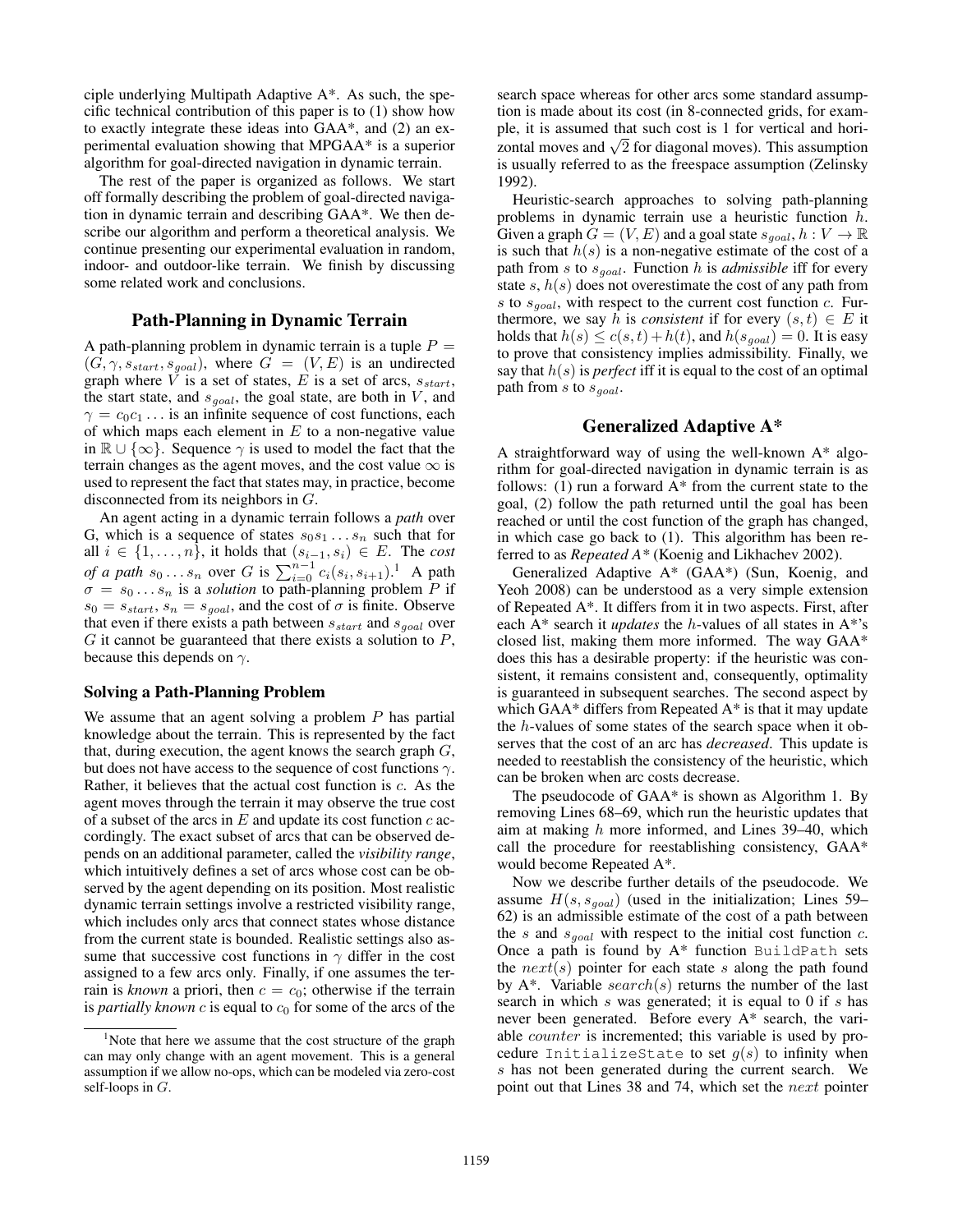ciple underlying Multipath Adaptive A*. As such, the specific technical contribution of this paper is to (1) show how to exactly integrate these ideas into GAA*, and (2) an experimental evaluation showing that MPGAA* is a superior algorithm for goal-directed navigation in dynamic terrain.

The rest of the paper is organized as follows. We start off formally describing the problem of goal-directed navigation in dynamic terrain and describing GAA*. We then describe our algorithm and perform a theoretical analysis. We continue presenting our experimental evaluation in random, indoor- and outdoor-like terrain. We finish by discussing some related work and conclusions.

## Path-Planning in Dynamic Terrain

A path-planning problem in dynamic terrain is a tuple $P = (G, \gamma, s_{start}, s_{goal})$, where $G = (V, E)$ is an undirected graph where $V$ is a set of states, $E$ is a set of arcs, $s_{start}$, the start state, and $s_{goal}$, the goal state, are both in $V$, and $\gamma = c_0 c_1 \ldots$ is an infinite sequence of cost functions, each of which maps each element in $E$ to a non-negative value in $\mathbb{R} \cup \{\infty\}$. Sequence $\gamma$ is used to model the fact that the terrain changes as the agent moves, and the cost value $\infty$ is used to represent the fact that states may, in practice, become disconnected from its neighbors in $G$.

An agent acting in a dynamic terrain follows a *path* over G, which is a sequence of states $s_0 s_1 \ldots s_n$ such that for all $i \in \{1, \ldots, n\}$, it holds that $(s_{i-1}, s_i) \in E$. The *cost of a path* $s_0 \ldots s_n$ over $G$ is $\sum_{i=0}^{n-1} c_i(s_i, s_{i+1})$.[1] A path $\sigma = s_0 \ldots s_n$ is a *solution* to path-planning problem $P$ if $s_0 = s_{start}$, $s_n = s_{goal}$, and the cost of $\sigma$ is finite. Observe that even if there exists a path between $s_{start}$ and $s_{goal}$ over $G$ it cannot be guaranteed that there exists a solution to $P$, because this depends on $\gamma$.

### Solving a Path-Planning Problem

We assume that an agent solving a problem $P$ has partial knowledge about the terrain. This is represented by the fact that, during execution, the agent knows the search graph $G$, but does not have access to the sequence of cost functions $\gamma$. Rather, it believes that the actual cost function is $c$. As the agent moves through the terrain it may observe the true cost of a subset of the arcs in $E$ and update its cost function $c$ accordingly. The exact subset of arcs that can be observed depends on an additional parameter, called the *visibility range*, which intuitively defines a set of arcs whose cost can be observed by the agent depending on its position. Most realistic dynamic terrain settings involve a restricted visibility range, which includes only arcs that connect states whose distance from the current state is bounded. Realistic settings also assume that successive cost functions in $\gamma$ differ in the cost assigned to a few arcs only. Finally, if one assumes the terrain is *known* a priori, then $c = c_0$; otherwise if the terrain is *partially known* $c$ is equal to $c_0$ for some of the arcs of the search space whereas for other arcs some standard assumption is made about its cost (in 8-connected grids, for example, it is assumed that such cost is 1 for vertical and horizontal moves and $\sqrt{2}$ for diagonal moves). This assumption is usually referred to as the freespace assumption (Zelinsky 1992).

Heuristic-search approaches to solving path-planning problems in dynamic terrain use a heuristic function $h$. Given a graph $G = (V, E)$ and a goal state $s_{goal}$, $h : V \rightarrow \mathbb{R}$ is such that $h(s)$ is a non-negative estimate of the cost of a path from $s$ to $s_{goal}$. Function $h$ is *admissible* iff for every state $s$, $h(s)$ does not overestimate the cost of any path from $s$ to $s_{goal}$, with respect to the current cost function $c$. Furthermore, we say $h$ is *consistent* if for every $(s, t) \in E$ it holds that $h(s) \leq c(s, t) + h(t)$, and $h(s_{goal}) = 0$. It is easy to prove that consistency implies admissibility. Finally, we say that $h(s)$ is *perfect* iff it is equal to the cost of an optimal path from $s$ to $s_{goal}$.

## Generalized Adaptive A*

A straightforward way of using the well-known A* algorithm for goal-directed navigation in dynamic terrain is as follows: (1) run a forward A* from the current state to the goal, (2) follow the path returned until the goal has been reached or until the cost function of the graph has changed, in which case go back to (1). This algorithm has been referred to as *Repeated A** (Koenig and Likhachev 2002).

Generalized Adaptive A* (GAA*) (Sun, Koenig, and Yeoh 2008) can be understood as a very simple extension of Repeated A*. It differs from it in two aspects. First, after each A* search it *updates* the $h$-values of all states in A*'s closed list, making them more informed. The way GAA* does this has a desirable property: if the heuristic was consistent, it remains consistent and, consequently, optimality is guaranteed in subsequent searches. The second aspect by which GAA* differs from Repeated A* is that it may update the $h$-values of some states of the search space when it observes that the cost of an arc has *decreased*. This update is needed to reestablish the consistency of the heuristic, which can be broken when arc costs decrease.

The pseudocode of GAA* is shown as Algorithm 1. By removing Lines 68–69, which run the heuristic updates that aim at making $h$ more informed, and Lines 39–40, which call the procedure for reestablishing consistency, GAA* would become Repeated A*.

Now we describe further details of the pseudocode. We assume $H(s, s_{goal})$ (used in the initialization; Lines 59–62) is an admissible estimate of the cost of a path between the $s$ and $s_{goal}$ with respect to the initial cost function $c$. Once a path is found by A* function `BuildPath` sets the $next(s)$ pointer for each state $s$ along the path found by A*. Variable $search(s)$ returns the number of the last search in which $s$ was generated; it is equal to 0 if $s$ has never been generated. Before every A* search, the variable $counter$ is incremented; this variable is used by procedure `InitializeState` to set $g(s)$ to infinity when $s$ has not been generated during the current search. We point out that Lines 38 and 74, which set the $next$ pointer

[1] Note that here we assume that the cost structure of the graph can may only change with an agent movement. This is a general assumption if we allow no-ops, which can be modeled via zero-cost self-loops in $G$.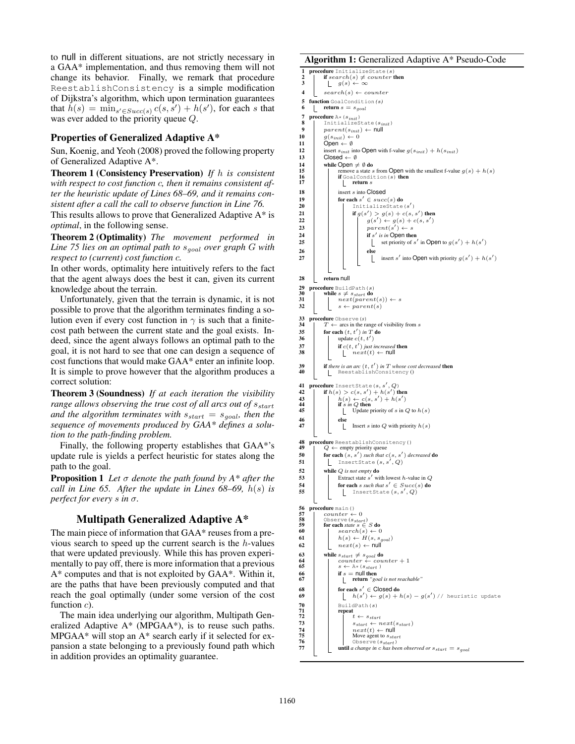to null in different situations, are not strictly necessary in a GAA* implementation, and thus removing them will not change its behavior. Finally, we remark that procedure ReestablishConsistency is a simple modification of Dijkstra's algorithm, which upon termination guarantees that $h(s) = \min_{s' \in Succ(s)} c(s, s') + h(s')$, for each $s$ that was ever added to the priority queue $Q$.

## Properties of Generalized Adaptive A*

Sun, Koenig, and Yeoh (2008) proved the following property of Generalized Adaptive A*.

**Theorem 1 (Consistency Preservation)** *If $h$ is consistent with respect to cost function c, then it remains consistent after the heuristic update of Lines 68–69, and it remains consistent after a call the call to observe function in Line 76.*

This results allows to prove that Generalized Adaptive A* is *optimal*, in the following sense.

**Theorem 2 (Optimality)** *The movement performed in Line 75 lies on an optimal path to $s_{goal}$ over graph $G$ with respect to (current) cost function $c$.*

In other words, optimality here intuitively refers to the fact that the agent always does the best it can, given its current knowledge about the terrain.

Unfortunately, given that the terrain is dynamic, it is not possible to prove that the algorithm terminates finding a solution even if every cost function in $\gamma$ is such that a finite-cost path between the current state and the goal exists. Indeed, since the agent always follows an optimal path to the goal, it is not hard to see that one can design a sequence of cost functions that would make GAA* enter an infinite loop. It is simple to prove however that the algorithm produces a correct solution:

**Theorem 3 (Soundness)** *If at each iteration the visibility range allows observing the true cost of all arcs out of $s_{start}$ and the algorithm terminates with $s_{start} = s_{goal}$, then the sequence of movements produced by GAA* defines a solution to the path-finding problem.*

Finally, the following property establishes that GAA*'s update rule is yields a perfect heuristic for states along the path to the goal.

**Proposition 1** *Let $\sigma$ denote the path found by A* after the call in Line 65. After the update in Lines 68–69, $h(s)$ is perfect for every $s$ in $\sigma$.*

## Multipath Generalized Adaptive A*

The main piece of information that GAA* reuses from a previous search to speed up the current search is the $h$-values that were updated previously. While this has proven experimentally to pay off, there is more information that a previous A* computes and that is not exploited by GAA*. Within it, are the paths that have been previously computed and that reach the goal optimally (under some version of the cost function $c$).

The main idea underlying our algorithm, Multipath Generalized Adaptive A* (MPGAA*), is to reuse such paths. MPGAA* will stop an A* search early if it selected for expansion a state belonging to a previously found path which in addition provides an optimality guarantee.

**Algorithm 1:** Generalized Adaptive A* Pseudo-Code

```
1  procedure InitializeState(s)
2      if search(s) ≠ counter then
3          g(s) ← ∞
4      search(s) ← counter
5  function GoalCondition(s)
6      return s = s_goal
7  procedure A*(s_init)
8      InitializeState(s_init)
9      parent(s_init) ← null
10     g(s_init) ← 0
11     Open ← ∅
12     insert s_init into Open with f-value g(s_init) + h(s_init)
13     Closed ← ∅
14     while Open ≠ ∅ do
15         remove a state s from Open with the smallest f-value g(s) + h(s)
16         if GoalCondition(s) then
17             return s
18         insert s into Closed
19         for each s' ∈ succ(s) do
20             InitializeState(s')
21             if g(s') > g(s) + c(s, s') then
22                 g(s') ← g(s) + c(s, s')
23                 parent(s') ← s
24                 if s' is in Open then
25                     set priority of s' in Open to g(s') + h(s')
26                 else
27                     insert s' into Open with priority g(s') + h(s')
28     return null
29 procedure BuildPath(s)
30     while s ≠ s_start do
31         next(parent(s)) ← s
32         s ← parent(s)
33 procedure Observe(s)
34     T ← arcs in the range of visibility from s
35     for each (t, t') in T do
36         update c(t, t')
37         if c(t, t') just increased then
38             next(t) ← null
39     if there is an arc (t, t') in T whose cost decreased then
40         ReestablishConsitency()
41 procedure InsertState(s, s', Q)
42     if h(s) > c(s, s') + h(s') then
43         h(s) ← c(s, s') + h(s')
44         if s in Q then
45             Update priority of s in Q to h(s)
46         else
47             Insert s into Q with priority h(s)
48 procedure ReestablishConsitency()
49     Q ← empty priority queue
50     for each (s, s') such that c(s, s') decreased do
51         InsertState(s, s', Q)
52     while Q is not empty do
53         Extract state s' with lowest h-value in Q
54         for each s such that s' ∈ Succ(s) do
55             InsertState(s, s', Q)
56 procedure main()
57     counter ← 0
58     Observe(s_start)
59     for each state s ∈ S do
60         search(s) ← 0
61         h(s) ← H(s, s_goal)
62         next(s) ← null
63     while s_start ≠ s_goal do
64         counter ← counter + 1
65         s ← A*(s_start)
66         if s = null then
67             return "goal is not reachable"
68         for each s' ∈ Closed do
69             h(s') ← g(s) + h(s) − g(s') // heuristic update
70         BuildPath(s)
71         repeat
72             t ← s_start
73             s_start ← next(s_start)
74             next(t) ← null
75             Move agent to s_start
76             Observe(s_start)
77         until a change in c has been observed or s_start = s_goal
```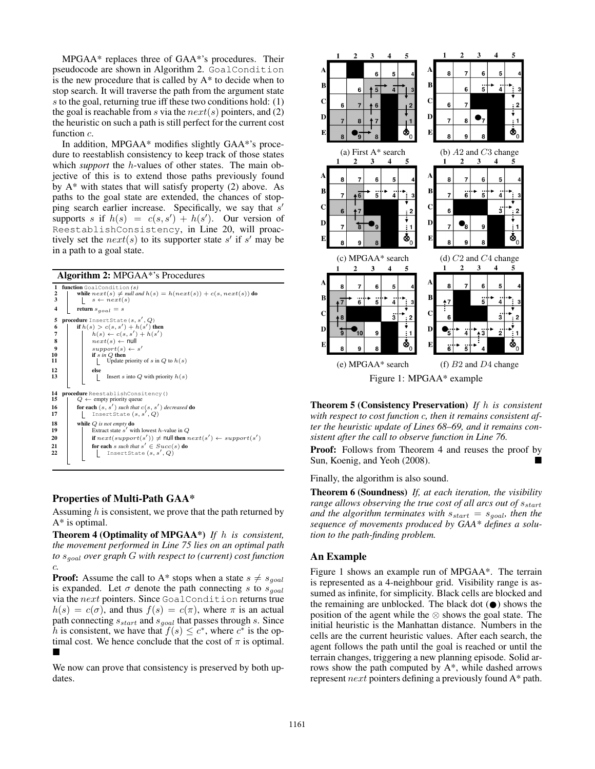MPGAA* replaces three of GAA*'s procedures. Their pseudocode are shown in Algorithm 2. `GoalCondition` is the new procedure that is called by A* to decide when to stop search. It will traverse the path from the argument state $s$ to the goal, returning true iff these two conditions hold: (1) the goal is reachable from $s$ via the $next(s)$ pointers, and (2) the heuristic on such a path is still perfect for the current cost function $c$.

In addition, MPGAA* modifies slightly GAA*'s procedure to reestablish consistency to keep track of those states which *support* the $h$-values of other states. The main objective of this is to extend those paths previously found by A* with states that will satisfy property (2) above. As paths to the goal state are extended, the chances of stopping search earlier increase. Specifically, we say that $s'$ supports $s$ if $h(s) = c(s, s') + h(s')$. Our version of `ReestablishConsistency`, in Line 20, will proactively set the $next(s)$ to its supporter state $s'$ if $s'$ may be in a path to a goal state.

**Algorithm 2:** MPGAA*'s Procedures

```
1  function GoalCondition(s)
2      while next(s) ≠ null and h(s) = h(next(s)) + c(s, next(s)) do
3          s ← next(s)
4      return s_goal = s

5  procedure InsertState(s, s', Q)
6      if h(s) > c(s, s') + h(s') then
7          h(s) ← c(s, s') + h(s')
8          next(s) ← null
9          support(s) ← s'
10         if s in Q then
11             Update priority of s in Q to h(s)
12         else
13             Insert s into Q with priority h(s)

14 procedure ReestablishConsistency()
15     Q ← empty priority queue
16     for each (s, s') such that c(s, s') decreased do
17         InsertState(s, s', Q)
18     while Q is not empty do
19         Extract state s' with lowest h-value in Q
20         if next(support(s')) ≠ null then next(s') ← support(s')
21         for each s such that s' ∈ Succ(s) do
22             InsertState(s, s', Q)
```

## Properties of Multi-Path GAA*

Assuming $h$ is consistent, we prove that the path returned by A* is optimal.

**Theorem 4 (Optimality of MPGAA*)** *If $h$ is consistent, the movement performed in Line 75 lies on an optimal path to $s_{goal}$ over graph $G$ with respect to (current) cost function $c$.*

**Proof:** Assume the call to A* stops when a state $s \neq s_{goal}$ is expanded. Let $\sigma$ denote the path connecting $s$ to $s_{goal}$ via the $next$ pointers. Since `GoalCondition` returns true $h(s) = c(\sigma)$, and thus $f(s) = c(\pi)$, where $\pi$ is an actual path connecting $s_{start}$ and $s_{goal}$ that passes through $s$. Since $h$ is consistent, we have that $f(s) \leq c^*$, where $c^*$ is the optimal cost. We hence conclude that the cost of $\pi$ is optimal. ■

We now can prove that consistency is preserved by both updates.

Figure 1: MPGAA* example — (a) First A* search; (b) $A2$ and $C3$ change; (c) MPGAA* search; (d) $C2$ and $C4$ change; (e) MPGAA* search; (f) $B2$ and $D4$ change

**Theorem 5 (Consistency Preservation)** *If $h$ is consistent with respect to cost function $c$, then it remains consistent after the heuristic update of Lines 68–69, and it remains consistent after the call to observe function in Line 76.*

**Proof:** Follows from Theorem 4 and reuses the proof by Sun, Koenig, and Yeoh (2008). ■

Finally, the algorithm is also sound.

**Theorem 6 (Soundness)** *If, at each iteration, the visibility range allows observing the true cost of all arcs out of $s_{start}$ and the algorithm terminates with $s_{start} = s_{goal}$, then the sequence of movements produced by GAA* defines a solution to the path-finding problem.*

## An Example

Figure 1 shows an example run of MPGAA*. The terrain is represented as a 4-neighbour grid. Visibility range is assumed as infinite, for simplicity. Black cells are blocked and the remaining are unblocked. The black dot (●) shows the position of the agent while the ⊗ shows the goal state. The initial heuristic is the Manhattan distance. Numbers in the cells are the current heuristic values. After each search, the agent follows the path until the goal is reached or until the terrain changes, triggering a new planning episode. Solid arrows show the path computed by A*, while dashed arrows represent $next$ pointers defining a previously found A* path.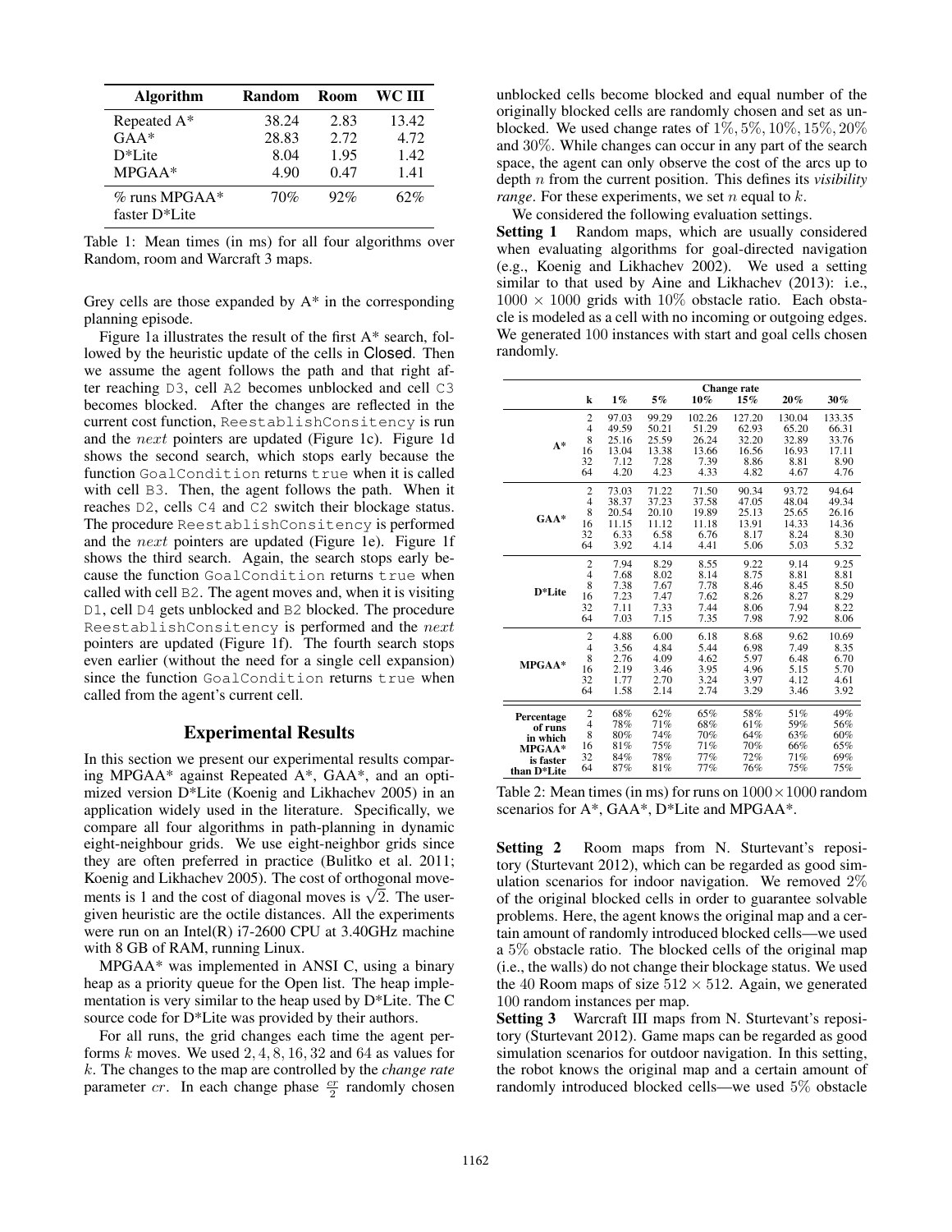| Algorithm | Random | Room | WC III |
|---|---|---|---|
| Repeated A* | 38.24 | 2.83 | 13.42 |
| GAA* | 28.83 | 2.72 | 4.72 |
| D*Lite | 8.04 | 1.95 | 1.42 |
| MPGAA* | 4.90 | 0.47 | 1.41 |
| % runs MPGAA* faster D*Lite | 70% | 92% | 62% |

Table 1: Mean times (in ms) for all four algorithms over Random, room and Warcraft 3 maps.

Grey cells are those expanded by A* in the corresponding planning episode.

Figure 1a illustrates the result of the first A* search, followed by the heuristic update of the cells in Closed. Then we assume the agent follows the path and that right after reaching D3, cell A2 becomes unblocked and cell C3 becomes blocked. After the changes are reflected in the current cost function, ReestablishConsitency is run and the $next$ pointers are updated (Figure 1c). Figure 1d shows the second search, which stops early because the function GoalCondition returns true when it is called with cell B3. Then, the agent follows the path. When it reaches D2, cells C4 and C2 switch their blockage status. The procedure ReestablishConsitency is performed and the $next$ pointers are updated (Figure 1e). Figure 1f shows the third search. Again, the search stops early because the function GoalCondition returns true when called with cell B2. The agent moves and, when it is visiting D1, cell D4 gets unblocked and B2 blocked. The procedure ReestablishConsitency is performed and the $next$ pointers are updated (Figure 1f). The fourth search stops even earlier (without the need for a single cell expansion) since the function GoalCondition returns true when called from the agent's current cell.

## Experimental Results

In this section we present our experimental results comparing MPGAA* against Repeated A*, GAA*, and an optimized version D*Lite (Koenig and Likhachev 2005) in an application widely used in the literature. Specifically, we compare all four algorithms in path-planning in dynamic eight-neighbour grids. We use eight-neighbor grids since they are often preferred in practice (Bulitko et al. 2011; Koenig and Likhachev 2005). The cost of orthogonal movements is 1 and the cost of diagonal moves is $\sqrt{2}$. The user-given heuristic are the octile distances. All the experiments were run on an Intel(R) i7-2600 CPU at 3.40GHz machine with 8 GB of RAM, running Linux.

MPGAA* was implemented in ANSI C, using a binary heap as a priority queue for the Open list. The heap implementation is very similar to the heap used by D*Lite. The C source code for D*Lite was provided by their authors.

For all runs, the grid changes each time the agent performs $k$ moves. We used 2, 4, 8, 16, 32 and 64 as values for $k$. The changes to the map are controlled by the *change rate* parameter $cr$. In each change phase $\frac{cr}{2}$ randomly chosen unblocked cells become blocked and equal number of the originally blocked cells are randomly chosen and set as unblocked. We used change rates of $1\%, 5\%, 10\%, 15\%, 20\%$ and $30\%$. While changes can occur in any part of the search space, the agent can only observe the cost of the arcs up to depth $n$ from the current position. This defines its *visibility range*. For these experiments, we set $n$ equal to $k$.

We considered the following evaluation settings.

**Setting 1** Random maps, which are usually considered when evaluating algorithms for goal-directed navigation (e.g., Koenig and Likhachev 2002). We used a setting similar to that used by Aine and Likhachev (2013): i.e., $1000 \times 1000$ grids with $10\%$ obstacle ratio. Each obstacle is modeled as a cell with no incoming or outgoing edges. We generated 100 instances with start and goal cells chosen randomly.

| | k | Change rate 1% | 5% | 10% | 15% | 20% | 30% |
|---|---|---|---|---|---|---|---|
| A* | 2 | 97.03 | 99.29 | 102.26 | 127.20 | 130.04 | 133.35 |
| | 4 | 49.59 | 50.21 | 51.29 | 62.93 | 65.20 | 66.31 |
| | 8 | 25.16 | 25.59 | 26.24 | 32.20 | 32.89 | 33.76 |
| | 16 | 13.04 | 13.38 | 13.66 | 16.56 | 16.93 | 17.11 |
| | 32 | 7.12 | 7.28 | 7.39 | 8.86 | 8.81 | 8.90 |
| | 64 | 4.20 | 4.23 | 4.33 | 4.82 | 4.67 | 4.76 |
| GAA* | 2 | 73.03 | 71.22 | 71.50 | 90.34 | 93.72 | 94.64 |
| | 4 | 38.37 | 37.23 | 37.58 | 47.05 | 48.04 | 49.34 |
| | 8 | 20.54 | 20.10 | 19.89 | 25.13 | 25.65 | 26.16 |
| | 16 | 11.15 | 11.12 | 11.18 | 13.91 | 14.33 | 14.36 |
| | 32 | 6.33 | 6.58 | 6.76 | 8.17 | 8.24 | 8.30 |
| | 64 | 3.92 | 4.14 | 4.41 | 5.06 | 5.03 | 5.32 |
| D*Lite | 2 | 7.94 | 8.29 | 8.55 | 9.22 | 9.14 | 9.25 |
| | 4 | 7.68 | 8.02 | 8.14 | 8.75 | 8.81 | 8.81 |
| | 8 | 7.38 | 7.67 | 7.78 | 8.46 | 8.45 | 8.50 |
| | 16 | 7.23 | 7.47 | 7.62 | 8.26 | 8.27 | 8.29 |
| | 32 | 7.11 | 7.33 | 7.44 | 8.06 | 7.94 | 8.22 |
| | 64 | 7.03 | 7.15 | 7.35 | 7.98 | 7.92 | 8.06 |
| MPGAA* | 2 | 4.88 | 6.00 | 6.18 | 8.68 | 9.62 | 10.69 |
| | 4 | 3.56 | 4.84 | 5.44 | 6.98 | 7.49 | 8.35 |
| | 8 | 2.76 | 4.09 | 4.62 | 5.97 | 6.48 | 6.70 |
| | 16 | 2.19 | 3.46 | 3.95 | 4.96 | 5.15 | 5.70 |
| | 32 | 1.77 | 2.70 | 3.24 | 3.97 | 4.12 | 4.61 |
| | 64 | 1.58 | 2.14 | 2.74 | 3.29 | 3.46 | 3.92 |
| Percentage of runs in which MPGAA* is faster than D*Lite | 2 | 68% | 62% | 65% | 58% | 51% | 49% |
| | 4 | 78% | 71% | 68% | 61% | 59% | 56% |
| | 8 | 80% | 74% | 70% | 64% | 63% | 60% |
| | 16 | 81% | 75% | 71% | 70% | 66% | 65% |
| | 32 | 84% | 78% | 77% | 72% | 71% | 69% |
| | 64 | 87% | 81% | 77% | 76% | 75% | 75% |

Table 2: Mean times (in ms) for runs on $1000 \times 1000$ random scenarios for A*, GAA*, D*Lite and MPGAA*.

**Setting 2** Room maps from N. Sturtevant's repository (Sturtevant 2012), which can be regarded as good simulation scenarios for indoor navigation. We removed $2\%$ of the original blocked cells in order to guarantee solvable problems. Here, the agent knows the original map and a certain amount of randomly introduced blocked cells—we used a $5\%$ obstacle ratio. The blocked cells of the original map (i.e., the walls) do not change their blockage status. We used the 40 Room maps of size $512 \times 512$. Again, we generated 100 random instances per map.

**Setting 3** Warcraft III maps from N. Sturtevant's repository (Sturtevant 2012). Game maps can be regarded as good simulation scenarios for outdoor navigation. In this setting, the robot knows the original map and a certain amount of randomly introduced blocked cells—we used $5\%$ obstacle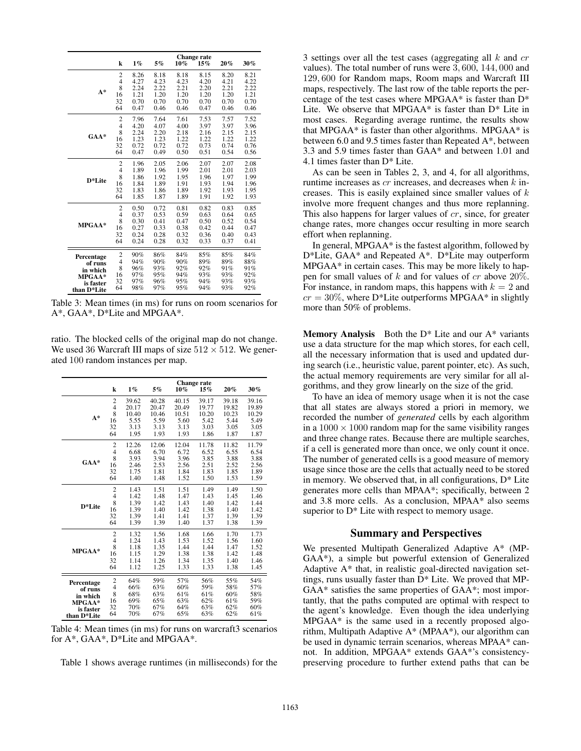| | k | 1% | 5% | 10% | 15% | 20% | 30% |
|---|---|---|---|---|---|---|---|
| | | | | Change rate | | | |
| A* | 2 | 8.26 | 8.18 | 8.18 | 8.15 | 8.20 | 8.21 |
| | 4 | 4.27 | 4.23 | 4.23 | 4.20 | 4.21 | 4.22 |
| | 8 | 2.24 | 2.22 | 2.21 | 2.20 | 2.21 | 2.22 |
| | 16 | 1.21 | 1.20 | 1.20 | 1.20 | 1.20 | 1.21 |
| | 32 | 0.70 | 0.70 | 0.70 | 0.70 | 0.70 | 0.70 |
| | 64 | 0.47 | 0.46 | 0.46 | 0.47 | 0.46 | 0.46 |
| GAA* | 2 | 7.96 | 7.64 | 7.61 | 7.53 | 7.57 | 7.52 |
| | 4 | 4.20 | 4.07 | 4.00 | 3.97 | 3.97 | 3.96 |
| | 8 | 2.24 | 2.20 | 2.18 | 2.16 | 2.15 | 2.15 |
| | 16 | 1.23 | 1.23 | 1.22 | 1.22 | 1.22 | 1.22 |
| | 32 | 0.72 | 0.72 | 0.72 | 0.73 | 0.74 | 0.76 |
| | 64 | 0.47 | 0.49 | 0.50 | 0.51 | 0.54 | 0.56 |
| D*Lite | 2 | 1.96 | 2.05 | 2.06 | 2.07 | 2.07 | 2.08 |
| | 4 | 1.89 | 1.96 | 1.99 | 2.01 | 2.01 | 2.03 |
| | 8 | 1.86 | 1.92 | 1.95 | 1.96 | 1.97 | 1.99 |
| | 16 | 1.84 | 1.89 | 1.91 | 1.93 | 1.94 | 1.96 |
| | 32 | 1.83 | 1.86 | 1.89 | 1.92 | 1.93 | 1.95 |
| | 64 | 1.85 | 1.87 | 1.89 | 1.91 | 1.92 | 1.93 |
| MPGAA* | 2 | 0.50 | 0.72 | 0.81 | 0.82 | 0.83 | 0.85 |
| | 4 | 0.37 | 0.53 | 0.59 | 0.63 | 0.64 | 0.65 |
| | 8 | 0.30 | 0.41 | 0.47 | 0.50 | 0.52 | 0.54 |
| | 16 | 0.27 | 0.33 | 0.38 | 0.42 | 0.44 | 0.47 |
| | 32 | 0.24 | 0.28 | 0.32 | 0.36 | 0.40 | 0.43 |
| | 64 | 0.24 | 0.28 | 0.32 | 0.33 | 0.37 | 0.41 |
| Percentage of runs in which MPGAA* is faster than D*Lite | 2 | 90% | 86% | 84% | 85% | 85% | 84% |
| | 4 | 94% | 90% | 90% | 89% | 89% | 88% |
| | 8 | 96% | 93% | 92% | 92% | 91% | 91% |
| | 16 | 97% | 95% | 94% | 93% | 93% | 92% |
| | 32 | 97% | 96% | 95% | 94% | 93% | 93% |
| | 64 | 98% | 97% | 95% | 94% | 93% | 92% |

Table 3: Mean times (in ms) for runs on room scenarios for A*, GAA*, D*Lite and MPGAA*.

ratio. The blocked cells of the original map do not change. We used 36 Warcraft III maps of size $512 \times 512$. We generated 100 random instances per map.

| | k | 1% | 5% | 10% | 15% | 20% | 30% |
|---|---|---|---|---|---|---|---|
| | | | | Change rate | | | |
| A* | 2 | 39.62 | 40.28 | 40.15 | 39.17 | 39.18 | 39.16 |
| | 4 | 20.17 | 20.47 | 20.49 | 19.77 | 19.82 | 19.89 |
| | 8 | 10.40 | 10.46 | 10.51 | 10.20 | 10.23 | 10.29 |
| | 16 | 5.55 | 5.59 | 5.60 | 5.42 | 5.44 | 5.49 |
| | 32 | 3.13 | 3.13 | 3.13 | 3.03 | 3.05 | 3.05 |
| | 64 | 1.95 | 1.93 | 1.93 | 1.86 | 1.87 | 1.87 |
| GAA* | 2 | 12.26 | 12.06 | 12.04 | 11.78 | 11.82 | 11.79 |
| | 4 | 6.68 | 6.70 | 6.72 | 6.52 | 6.55 | 6.54 |
| | 8 | 3.93 | 3.94 | 3.96 | 3.85 | 3.88 | 3.88 |
| | 16 | 2.46 | 2.53 | 2.56 | 2.51 | 2.52 | 2.56 |
| | 32 | 1.75 | 1.81 | 1.84 | 1.83 | 1.85 | 1.89 |
| | 64 | 1.40 | 1.48 | 1.52 | 1.50 | 1.53 | 1.59 |
| D*Lite | 2 | 1.43 | 1.51 | 1.51 | 1.49 | 1.49 | 1.50 |
| | 4 | 1.42 | 1.48 | 1.47 | 1.43 | 1.45 | 1.46 |
| | 8 | 1.39 | 1.42 | 1.43 | 1.40 | 1.42 | 1.44 |
| | 16 | 1.39 | 1.40 | 1.42 | 1.38 | 1.40 | 1.42 |
| | 32 | 1.39 | 1.41 | 1.41 | 1.37 | 1.39 | 1.39 |
| | 64 | 1.39 | 1.39 | 1.40 | 1.37 | 1.38 | 1.39 |
| MPGAA* | 2 | 1.32 | 1.56 | 1.68 | 1.66 | 1.70 | 1.73 |
| | 4 | 1.24 | 1.43 | 1.53 | 1.52 | 1.56 | 1.60 |
| | 8 | 1.18 | 1.35 | 1.44 | 1.44 | 1.47 | 1.52 |
| | 16 | 1.15 | 1.29 | 1.38 | 1.38 | 1.42 | 1.48 |
| | 32 | 1.14 | 1.26 | 1.34 | 1.35 | 1.40 | 1.46 |
| | 64 | 1.12 | 1.25 | 1.33 | 1.33 | 1.38 | 1.45 |
| Percentage of runs in which MPGAA* is faster than D*Lite | 2 | 64% | 59% | 57% | 56% | 55% | 54% |
| | 4 | 66% | 63% | 60% | 59% | 58% | 57% |
| | 8 | 68% | 63% | 61% | 61% | 60% | 58% |
| | 16 | 69% | 65% | 63% | 62% | 61% | 59% |
| | 32 | 70% | 67% | 64% | 63% | 62% | 60% |
| | 64 | 70% | 67% | 65% | 63% | 62% | 61% |

Table 4: Mean times (in ms) for runs on warcraft3 scenarios for A*, GAA*, D*Lite and MPGAA*.

Table 1 shows average runtimes (in milliseconds) for the 3 settings over all the test cases (aggregating all $k$ and $cr$ values). The total number of runs were $3,600$, $144,000$ and $129,600$ for Random maps, Room maps and Warcraft III maps, respectively. The last row of the table reports the percentage of the test cases where MPGAA* is faster than D* Lite. We observe that MPGAA* is faster than D* Lite in most cases. Regarding average runtime, the results show that MPGAA* is faster than other algorithms. MPGAA* is between 6.0 and 9.5 times faster than Repeated A*, between 3.3 and 5.9 times faster than GAA* and between 1.01 and 4.1 times faster than D* Lite.

As can be seen in Tables 2, 3, and 4, for all algorithms, runtime increases as $cr$ increases, and decreases when $k$ increases. This is easily explained since smaller values of $k$ involve more frequent changes and thus more replanning. This also happens for larger values of $cr$, since, for greater change rates, more changes occur resulting in more search effort when replanning.

In general, MPGAA* is the fastest algorithm, followed by D*Lite, GAA* and Repeated A*. D*Lite may outperform MPGAA* in certain cases. This may be more likely to happen for small values of $k$ and for values of $cr$ above $20\%$. For instance, in random maps, this happens with $k = 2$ and $cr = 30\%$, where D*Lite outperforms MPGAA* in slightly more than 50% of problems.

**Memory Analysis** Both the D* Lite and our A* variants use a data structure for the map which stores, for each cell, all the necessary information that is used and updated during search (i.e., heuristic value, parent pointer, etc). As such, the actual memory requirements are very similar for all algorithms, and they grow linearly on the size of the grid.

To have an idea of memory usage when it is not the case that all states are always stored a priori in memory, we recorded the number of *generated* cells by each algorithm in a $1000 \times 1000$ random map for the same visibility ranges and three change rates. Because there are multiple searches, if a cell is generated more than once, we only count it once. The number of generated cells is a good measure of memory usage since those are the cells that actually need to be stored in memory. We observed that, in all configurations, D* Lite generates more cells than MPAA*; specifically, between 2 and 3.8 more cells. As a conclusion, MPAA* also seems superior to D* Lite with respect to memory usage.

## Summary and Perspectives

We presented Multipath Generalized Adaptive A* (MPGAA*), a simple but powerful extension of Generalized Adaptive A* that, in realistic goal-directed navigation settings, runs usually faster than D* Lite. We proved that MPGAA* satisfies the same properties of GAA*; most importantly, that the paths computed are optimal with respect to the agent's knowledge. Even though the idea underlying MPGAA* is the same used in a recently proposed algorithm, Multipath Adaptive A* (MPAA*), our algorithm can be used in dynamic terrain scenarios, whereas MPAA* cannot. In addition, MPGAA* extends GAA*'s consistency-preserving procedure to further extend paths that can be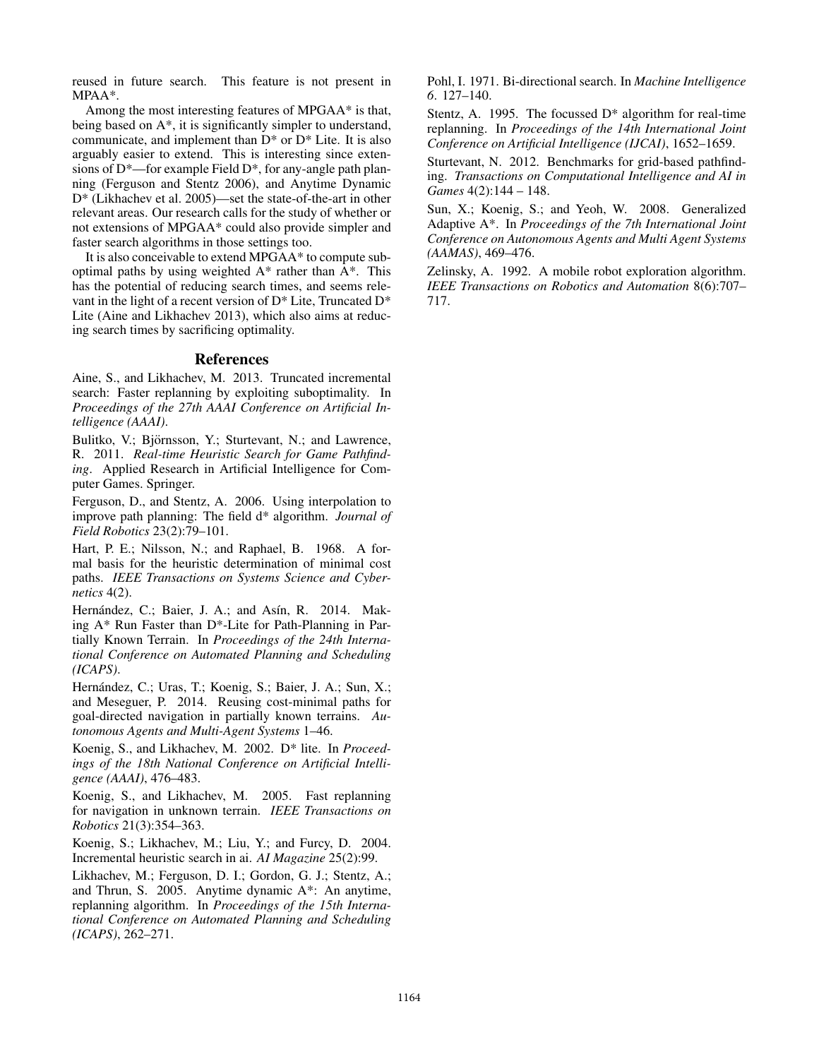reused in future search. This feature is not present in MPAA*.

Among the most interesting features of MPGAA* is that, being based on A*, it is significantly simpler to understand, communicate, and implement than D* or D* Lite. It is also arguably easier to extend. This is interesting since extensions of D*—for example Field D*, for any-angle path planning (Ferguson and Stentz 2006), and Anytime Dynamic D* (Likhachev et al. 2005)—set the state-of-the-art in other relevant areas. Our research calls for the study of whether or not extensions of MPGAA* could also provide simpler and faster search algorithms in those settings too.

It is also conceivable to extend MPGAA* to compute suboptimal paths by using weighted A* rather than A*. This has the potential of reducing search times, and seems relevant in the light of a recent version of D* Lite, Truncated D* Lite (Aine and Likhachev 2013), which also aims at reducing search times by sacrificing optimality.

## References

Aine, S., and Likhachev, M. 2013. Truncated incremental search: Faster replanning by exploiting suboptimality. In *Proceedings of the 27th AAAI Conference on Artificial Intelligence (AAAI)*.

Bulitko, V.; Björnsson, Y.; Sturtevant, N.; and Lawrence, R. 2011. *Real-time Heuristic Search for Game Pathfinding*. Applied Research in Artificial Intelligence for Computer Games. Springer.

Ferguson, D., and Stentz, A. 2006. Using interpolation to improve path planning: The field d* algorithm. *Journal of Field Robotics* 23(2):79–101.

Hart, P. E.; Nilsson, N.; and Raphael, B. 1968. A formal basis for the heuristic determination of minimal cost paths. *IEEE Transactions on Systems Science and Cybernetics* 4(2).

Hernández, C.; Baier, J. A.; and Asín, R. 2014. Making A* Run Faster than D*-Lite for Path-Planning in Partially Known Terrain. In *Proceedings of the 24th International Conference on Automated Planning and Scheduling (ICAPS)*.

Hernández, C.; Uras, T.; Koenig, S.; Baier, J. A.; Sun, X.; and Meseguer, P. 2014. Reusing cost-minimal paths for goal-directed navigation in partially known terrains. *Autonomous Agents and Multi-Agent Systems* 1–46.

Koenig, S., and Likhachev, M. 2002. D* lite. In *Proceedings of the 18th National Conference on Artificial Intelligence (AAAI)*, 476–483.

Koenig, S., and Likhachev, M. 2005. Fast replanning for navigation in unknown terrain. *IEEE Transactions on Robotics* 21(3):354–363.

Koenig, S.; Likhachev, M.; Liu, Y.; and Furcy, D. 2004. Incremental heuristic search in ai. *AI Magazine* 25(2):99.

Likhachev, M.; Ferguson, D. I.; Gordon, G. J.; Stentz, A.; and Thrun, S. 2005. Anytime dynamic A*: An anytime, replanning algorithm. In *Proceedings of the 15th International Conference on Automated Planning and Scheduling (ICAPS)*, 262–271.

Pohl, I. 1971. Bi-directional search. In *Machine Intelligence 6*. 127–140.

Stentz, A. 1995. The focussed D* algorithm for real-time replanning. In *Proceedings of the 14th International Joint Conference on Artificial Intelligence (IJCAI)*, 1652–1659.

Sturtevant, N. 2012. Benchmarks for grid-based pathfinding. *Transactions on Computational Intelligence and AI in Games* 4(2):144 – 148.

Sun, X.; Koenig, S.; and Yeoh, W. 2008. Generalized Adaptive A*. In *Proceedings of the 7th International Joint Conference on Autonomous Agents and Multi Agent Systems (AAMAS)*, 469–476.

Zelinsky, A. 1992. A mobile robot exploration algorithm. *IEEE Transactions on Robotics and Automation* 8(6):707–717.